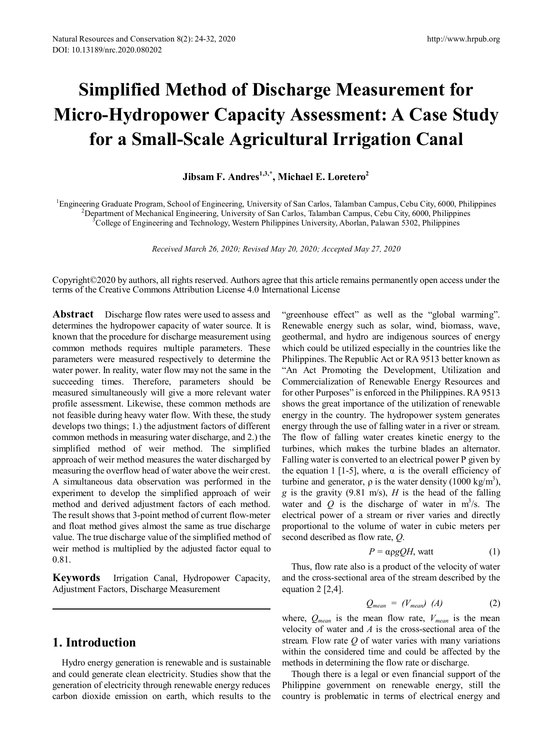# Simplified Method of Discharge Measurement for Micro-Hydropower Capacity Assessment: A Case Study for a Small-Scale Agricultural Irrigation Canal

**Jibsam F. Andres[1,3,*], Michael E. Loretero[2]**

[1]Engineering Graduate Program, School of Engineering, University of San Carlos, Talamban Campus, Cebu City, 6000, Philippines
[2]Department of Mechanical Engineering, University of San Carlos, Talamban Campus, Cebu City, 6000, Philippines
[3]College of Engineering and Technology, Western Philippines University, Aborlan, Palawan 5302, Philippines

*Received March 26, 2020; Revised May 20, 2020; Accepted May 27, 2020*

Copyright©2020 by authors, all rights reserved. Authors agree that this article remains permanently open access under the terms of the Creative Commons Attribution License 4.0 International License

**Abstract** Discharge flow rates were used to assess and determines the hydropower capacity of water source. It is known that the procedure for discharge measurement using common methods requires multiple parameters. These parameters were measured respectively to determine the water power. In reality, water flow may not the same in the succeeding times. Therefore, parameters should be measured simultaneously will give a more relevant water profile assessment. Likewise, these common methods are not feasible during heavy water flow. With these, the study develops two things; 1.) the adjustment factors of different common methods in measuring water discharge, and 2.) the simplified method of weir method. The simplified approach of weir method measures the water discharged by measuring the overflow head of water above the weir crest. A simultaneous data observation was performed in the experiment to develop the simplified approach of weir method and derived adjustment factors of each method. The result shows that 3-point method of current flow-meter and float method gives almost the same as true discharge value. The true discharge value of the simplified method of weir method is multiplied by the adjusted factor equal to 0.81.

**Keywords** Irrigation Canal, Hydropower Capacity, Adjustment Factors, Discharge Measurement

## 1. Introduction

Hydro energy generation is renewable and is sustainable and could generate clean electricity. Studies show that the generation of electricity through renewable energy reduces carbon dioxide emission on earth, which results to the "greenhouse effect" as well as the "global warming". Renewable energy such as solar, wind, biomass, wave, geothermal, and hydro are indigenous sources of energy which could be utilized especially in the countries like the Philippines. The Republic Act or RA 9513 better known as "An Act Promoting the Development, Utilization and Commercialization of Renewable Energy Resources and for other Purposes" is enforced in the Philippines. RA 9513 shows the great importance of the utilization of renewable energy in the country. The hydropower system generates energy through the use of falling water in a river or stream. The flow of falling water creates kinetic energy to the turbines, which makes the turbine blades an alternator. Falling water is converted to an electrical power P given by the equation 1 [1-5], where, α is the overall efficiency of turbine and generator, ρ is the water density (1000 kg/m$^3$), $g$ is the gravity (9.81 m/s), $H$ is the head of the falling water and $Q$ is the discharge of water in m$^3$/s. The electrical power of a stream or river varies and directly proportional to the volume of water in cubic meters per second described as flow rate, $Q$.

$$P = \alpha \rho g Q H \text{, watt} \tag{1}$$

Thus, flow rate also is a product of the velocity of water and the cross-sectional area of the stream described by the equation 2 [2,4].

$$Q_{mean} = (V_{mean})\ (A) \tag{2}$$

where, $Q_{mean}$ is the mean flow rate, $V_{mean}$ is the mean velocity of water and $A$ is the cross-sectional area of the stream. Flow rate $Q$ of water varies with many variations within the considered time and could be affected by the methods in determining the flow rate or discharge.

Though there is a legal or even financial support of the Philippine government on renewable energy, still the country is problematic in terms of electrical energy and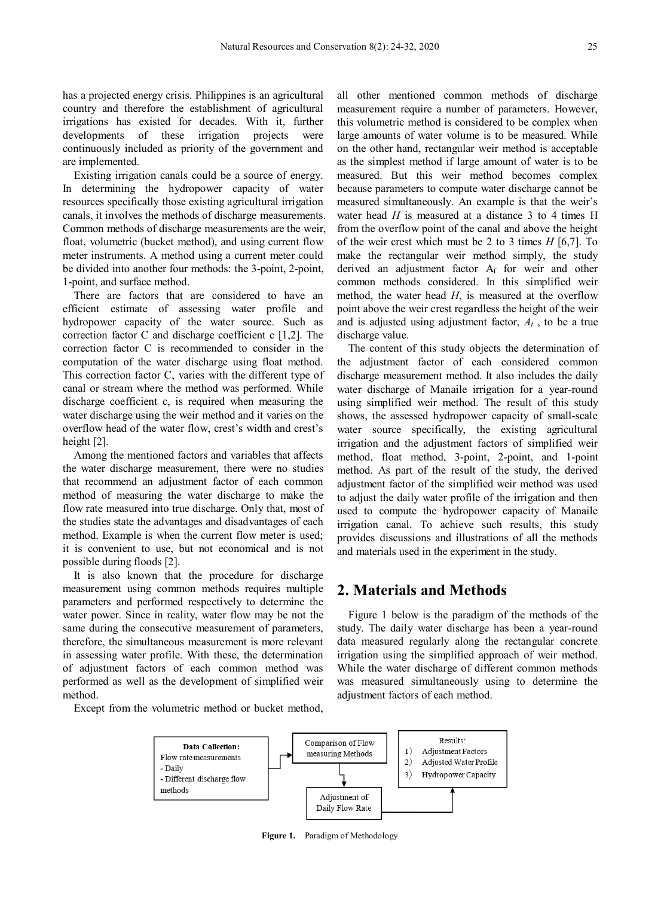has a projected energy crisis. Philippines is an agricultural country and therefore the establishment of agricultural irrigations has existed for decades. With it, further developments of these irrigation projects were continuously included as priority of the government and are implemented.

Existing irrigation canals could be a source of energy. In determining the hydropower capacity of water resources specifically those existing agricultural irrigation canals, it involves the methods of discharge measurements. Common methods of discharge measurements are the weir, float, volumetric (bucket method), and using current flow meter instruments. A method using a current meter could be divided into another four methods: the 3-point, 2-point, 1-point, and surface method.

There are factors that are considered to have an efficient estimate of assessing water profile and hydropower capacity of the water source. Such as correction factor C and discharge coefficient c [1,2]. The correction factor C is recommended to consider in the computation of the water discharge using float method. This correction factor C, varies with the different type of canal or stream where the method was performed. While discharge coefficient c, is required when measuring the water discharge using the weir method and it varies on the overflow head of the water flow, crest's width and crest's height [2].

Among the mentioned factors and variables that affects the water discharge measurement, there were no studies that recommend an adjustment factor of each common method of measuring the water discharge to make the flow rate measured into true discharge. Only that, most of the studies state the advantages and disadvantages of each method. Example is when the current flow meter is used; it is convenient to use, but not economical and is not possible during floods [2].

It is also known that the procedure for discharge measurement using common methods requires multiple parameters and performed respectively to determine the water power. Since in reality, water flow may be not the same during the consecutive measurement of parameters, therefore, the simultaneous measurement is more relevant in assessing water profile. With these, the determination of adjustment factors of each common method was performed as well as the development of simplified weir method.

Except from the volumetric method or bucket method, all other mentioned common methods of discharge measurement require a number of parameters. However, this volumetric method is considered to be complex when large amounts of water volume is to be measured. While on the other hand, rectangular weir method is acceptable as the simplest method if large amount of water is to be measured. But this weir method becomes complex because parameters to compute water discharge cannot be measured simultaneously. An example is that the weir's water head $H$ is measured at a distance 3 to 4 times H from the overflow point of the canal and above the height of the weir crest which must be 2 to 3 times $H$ [6,7]. To make the rectangular weir method simply, the study derived an adjustment factor $A_f$ for weir and other common methods considered. In this simplified weir method, the water head $H$, is measured at the overflow point above the weir crest regardless the height of the weir and is adjusted using adjustment factor, $A_f$ , to be a true discharge value.

The content of this study objects the determination of the adjustment factor of each considered common discharge measurement method. It also includes the daily water discharge of Manaile irrigation for a year-round using simplified weir method. The result of this study shows, the assessed hydropower capacity of small-scale water source specifically, the existing agricultural irrigation and the adjustment factors of simplified weir method, float method, 3-point, 2-point, and 1-point method. As part of the result of the study, the derived adjustment factor of the simplified weir method was used to adjust the daily water profile of the irrigation and then used to compute the hydropower capacity of Manaile irrigation canal. To achieve such results, this study provides discussions and illustrations of all the methods and materials used in the experiment in the study.

## 2. Materials and Methods

Figure 1 below is the paradigm of the methods of the study. The daily water discharge has been a year-round data measured regularly along the rectangular concrete irrigation using the simplified approach of weir method. While the water discharge of different common methods was measured simultaneously using to determine the adjustment factors of each method.

**Data Collection:** Flow rate measurements
- Daily
- Different discharge flow methods

Comparison of Flow measuring Methods

Adjustment of Daily Flow Rate

Results:
1) Adjustment Factors
2) Adjusted Water Profile
3) Hydropower Capacity

**Figure 1.** Paradigm of Methodology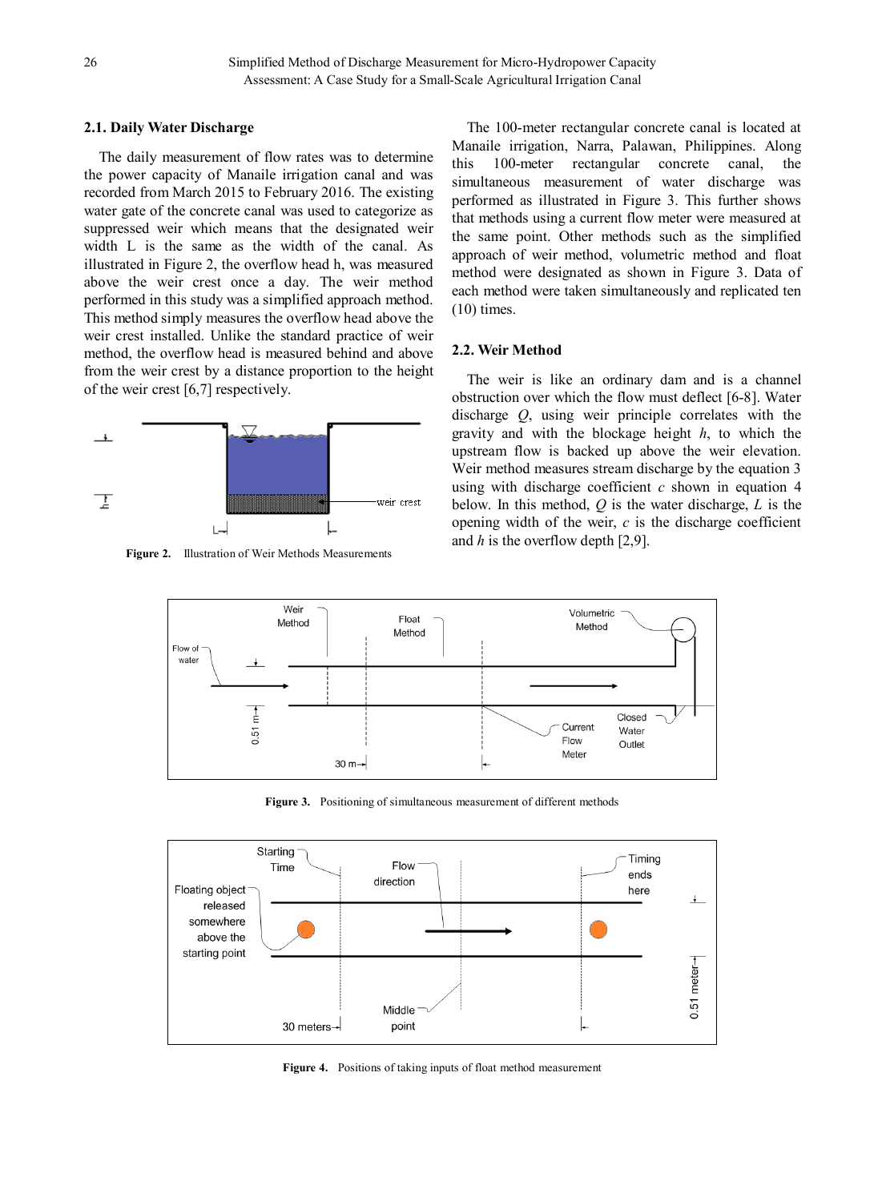### 2.1. Daily Water Discharge

The daily measurement of flow rates was to determine the power capacity of Manaile irrigation canal and was recorded from March 2015 to February 2016. The existing water gate of the concrete canal was used to categorize as suppressed weir which means that the designated weir width L is the same as the width of the canal. As illustrated in Figure 2, the overflow head h, was measured above the weir crest once a day. The weir method performed in this study was a simplified approach method. This method simply measures the overflow head above the weir crest installed. Unlike the standard practice of weir method, the overflow head is measured behind and above from the weir crest by a distance proportion to the height of the weir crest [6,7] respectively.

**Figure 2.** Illustration of Weir Methods Measurements

The 100-meter rectangular concrete canal is located at Manaile irrigation, Narra, Palawan, Philippines. Along this 100-meter rectangular concrete canal, the simultaneous measurement of water discharge was performed as illustrated in Figure 3. This further shows that methods using a current flow meter were measured at the same point. Other methods such as the simplified approach of weir method, volumetric method and float method were designated as shown in Figure 3. Data of each method were taken simultaneously and replicated ten (10) times.

### 2.2. Weir Method

The weir is like an ordinary dam and is a channel obstruction over which the flow must deflect [6-8]. Water discharge $Q$, using weir principle correlates with the gravity and with the blockage height $h$, to which the upstream flow is backed up above the weir elevation. Weir method measures stream discharge by the equation 3 using with discharge coefficient $c$ shown in equation 4 below. In this method, $Q$ is the water discharge, $L$ is the opening width of the weir, $c$ is the discharge coefficient and $h$ is the overflow depth [2,9].

**Figure 3.** Positioning of simultaneous measurement of different methods

**Figure 4.** Positions of taking inputs of float method measurement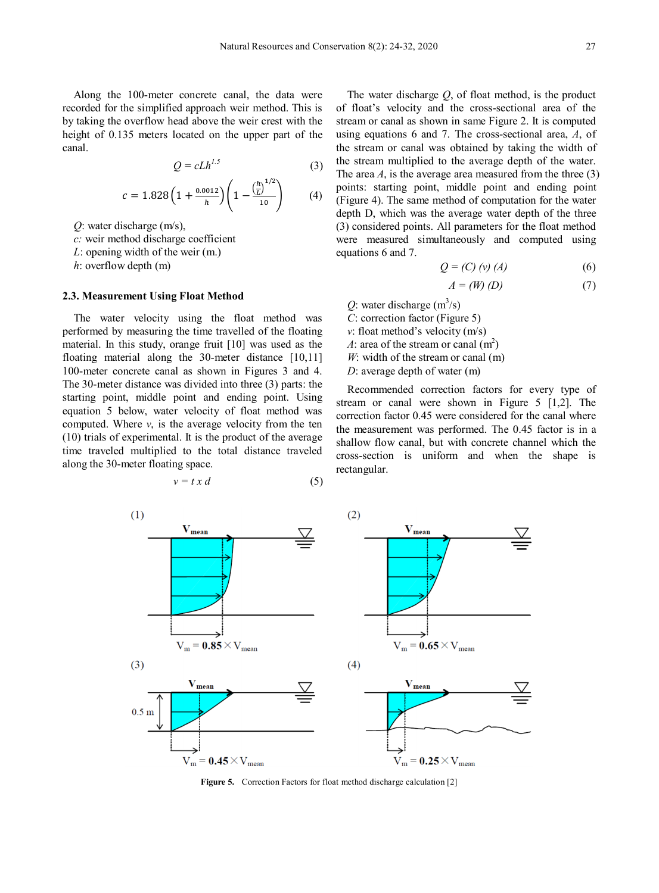Along the 100-meter concrete canal, the data were recorded for the simplified approach weir method. This is by taking the overflow head above the weir crest with the height of 0.135 meters located on the upper part of the canal.

$$Q = cLh^{1.5} \tag{3}$$

$$c = 1.828\left(1 + \frac{0.0012}{h}\right)\left(1 - \frac{\left(\frac{h}{L}\right)^{1/2}}{10}\right) \tag{4}$$

$Q$: water discharge (m/s),
$c$: weir method discharge coefficient
$L$: opening width of the weir (m.)
$h$: overflow depth (m)

### 2.3. Measurement Using Float Method

The water velocity using the float method was performed by measuring the time travelled of the floating material. In this study, orange fruit [10] was used as the floating material along the 30-meter distance [10,11] 100-meter concrete canal as shown in Figures 3 and 4. The 30-meter distance was divided into three (3) parts: the starting point, middle point and ending point. Using equation 5 below, water velocity of float method was computed. Where $v$, is the average velocity from the ten (10) trials of experimental. It is the product of the average time traveled multiplied to the total distance traveled along the 30-meter floating space.

$$v = t \times d \tag{5}$$

The water discharge $Q$, of float method, is the product of float's velocity and the cross-sectional area of the stream or canal as shown in same Figure 2. It is computed using equations 6 and 7. The cross-sectional area, $A$, of the stream or canal was obtained by taking the width of the stream multiplied to the average depth of the water. The area $A$, is the average area measured from the three (3) points: starting point, middle point and ending point (Figure 4). The same method of computation for the water depth D, which was the average water depth of the three (3) considered points. All parameters for the float method were measured simultaneously and computed using equations 6 and 7.

$$Q = (C)\,(v)\,(A) \tag{6}$$

$$A = (W)\,(D) \tag{7}$$

$Q$: water discharge ($m^3$/s)
$C$: correction factor (Figure 5)
$v$: float method's velocity (m/s)
$A$: area of the stream or canal ($m^2$)
$W$: width of the stream or canal (m)
$D$: average depth of water (m)

Recommended correction factors for every type of stream or canal were shown in Figure 5 [1,2]. The correction factor 0.45 were considered for the canal where the measurement was performed. The 0.45 factor is in a shallow flow canal, but with concrete channel which the cross-section is uniform and when the shape is rectangular.

**Figure 5.** Correction Factors for float method discharge calculation [2]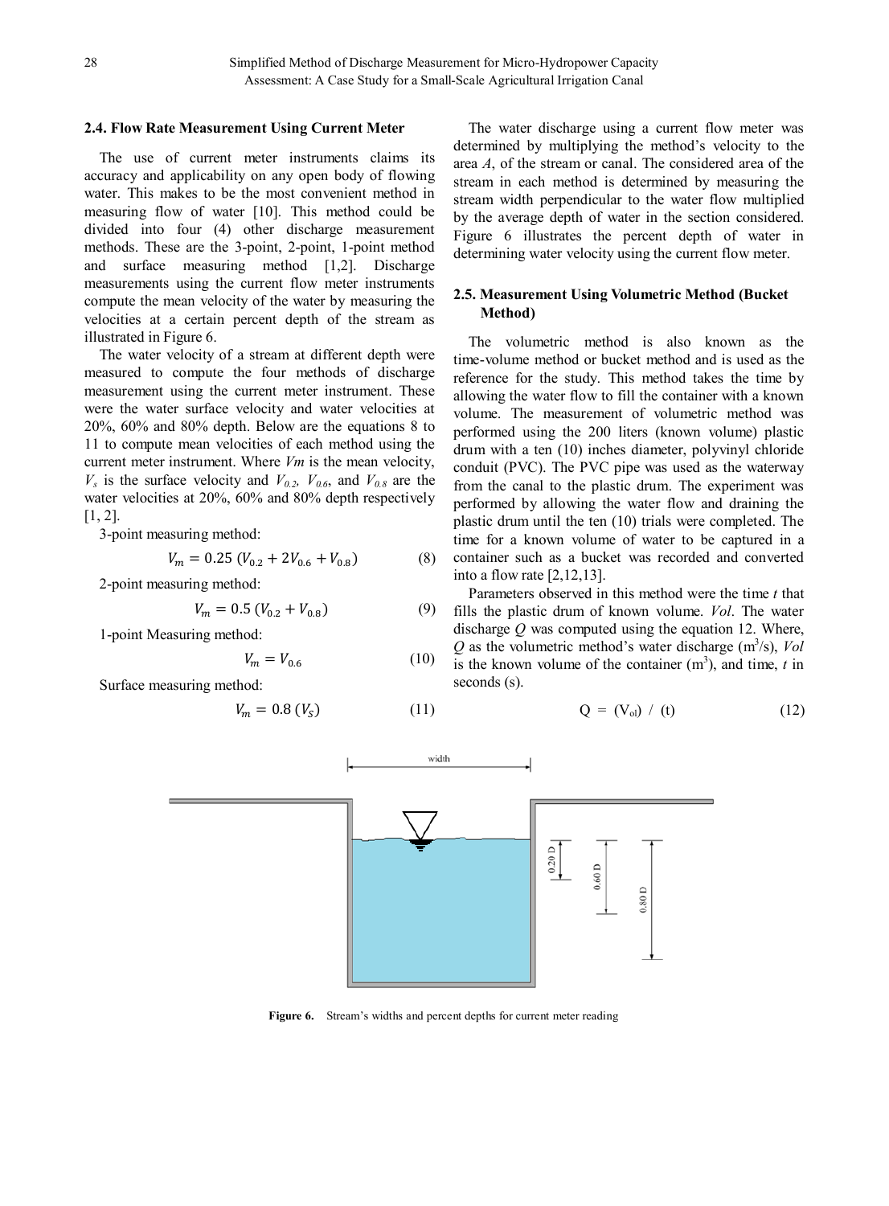### 2.4. Flow Rate Measurement Using Current Meter

The use of current meter instruments claims its accuracy and applicability on any open body of flowing water. This makes to be the most convenient method in measuring flow of water [10]. This method could be divided into four (4) other discharge measurement methods. These are the 3-point, 2-point, 1-point method and surface measuring method [1,2]. Discharge measurements using the current flow meter instruments compute the mean velocity of the water by measuring the velocities at a certain percent depth of the stream as illustrated in Figure 6.

The water velocity of a stream at different depth were measured to compute the four methods of discharge measurement using the current meter instrument. These were the water surface velocity and water velocities at 20%, 60% and 80% depth. Below are the equations 8 to 11 to compute mean velocities of each method using the current meter instrument. Where $V_m$ is the mean velocity, $V_s$ is the surface velocity and $V_{0.2}$, $V_{0.6}$, and $V_{0.8}$ are the water velocities at 20%, 60% and 80% depth respectively [1, 2].

3-point measuring method:

$$V_m = 0.25\,(V_{0.2} + 2V_{0.6} + V_{0.8}) \tag{8}$$

2-point measuring method:

$$V_m = 0.5\,(V_{0.2} + V_{0.8}) \tag{9}$$

1-point Measuring method:

$$V_m = V_{0.6} \tag{10}$$

Surface measuring method:

$$V_m = 0.8\,(V_S) \tag{11}$$

The water discharge using a current flow meter was determined by multiplying the method's velocity to the area *A*, of the stream or canal. The considered area of the stream in each method is determined by measuring the stream width perpendicular to the water flow multiplied by the average depth of water in the section considered. Figure 6 illustrates the percent depth of water in determining water velocity using the current flow meter.

### 2.5. Measurement Using Volumetric Method (Bucket Method)

The volumetric method is also known as the time-volume method or bucket method and is used as the reference for the study. This method takes the time by allowing the water flow to fill the container with a known volume. The measurement of volumetric method was performed using the 200 liters (known volume) plastic drum with a ten (10) inches diameter, polyvinyl chloride conduit (PVC). The PVC pipe was used as the waterway from the canal to the plastic drum. The experiment was performed by allowing the water flow and draining the plastic drum until the ten (10) trials were completed. The time for a known volume of water to be captured in a container such as a bucket was recorded and converted into a flow rate [2,12,13].

Parameters observed in this method were the time *t* that fills the plastic drum of known volume. *Vol*. The water discharge *Q* was computed using the equation 12. Where, *Q* as the volumetric method's water discharge ($m^3$/s), *Vol* is the known volume of the container ($m^3$), and time, *t* in seconds (s).

$$Q = (V_{ol}) \;/\; (t) \tag{12}$$

**Figure 6.** Stream's widths and percent depths for current meter reading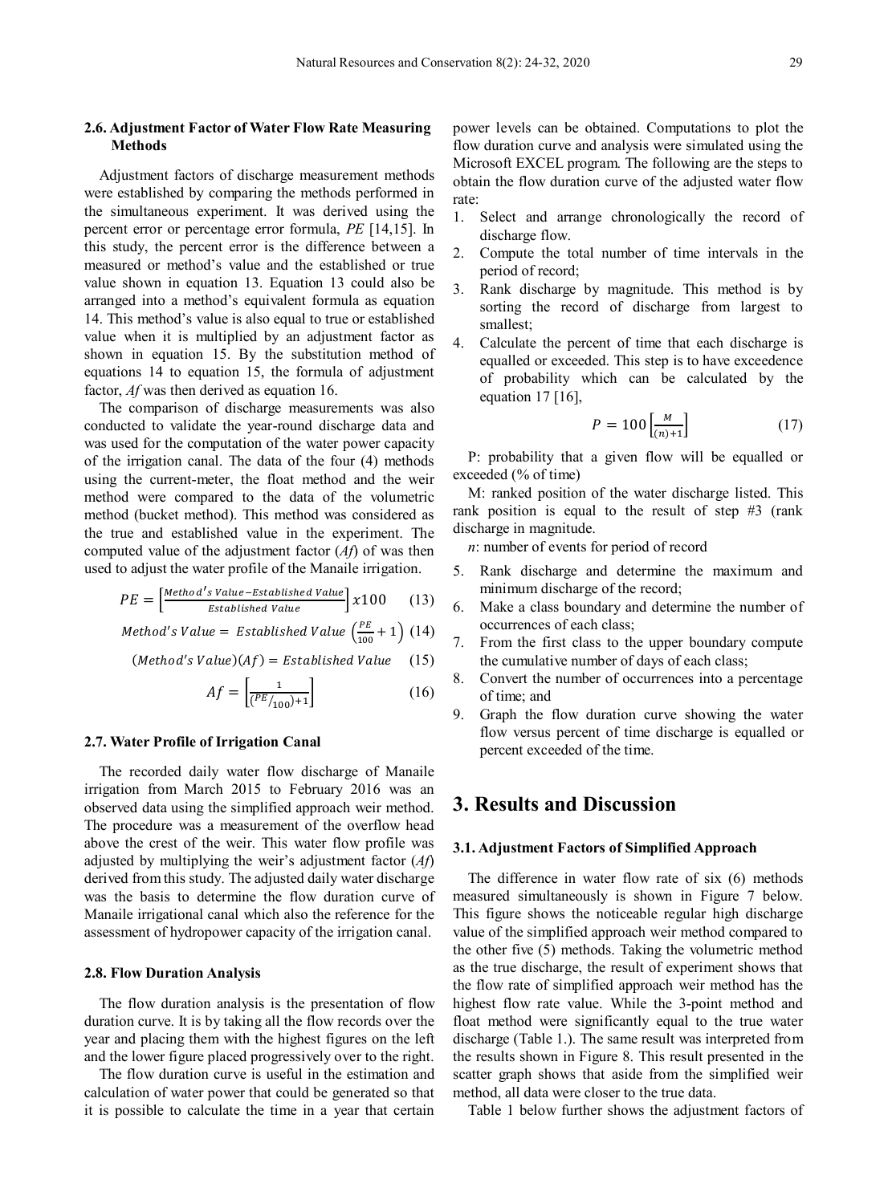### 2.6. Adjustment Factor of Water Flow Rate Measuring Methods

Adjustment factors of discharge measurement methods were established by comparing the methods performed in the simultaneous experiment. It was derived using the percent error or percentage error formula, *PE* [14,15]. In this study, the percent error is the difference between a measured or method's value and the established or true value shown in equation 13. Equation 13 could also be arranged into a method's equivalent formula as equation 14. This method's value is also equal to true or established value when it is multiplied by an adjustment factor as shown in equation 15. By the substitution method of equations 14 to equation 15, the formula of adjustment factor, *Af* was then derived as equation 16.

The comparison of discharge measurements was also conducted to validate the year-round discharge data and was used for the computation of the water power capacity of the irrigation canal. The data of the four (4) methods using the current-meter, the float method and the weir method were compared to the data of the volumetric method (bucket method). This method was considered as the true and established value in the experiment. The computed value of the adjustment factor (*Af*) of was then used to adjust the water profile of the Manaile irrigation.

$$PE = \left[\frac{Method's\ Value - Established\ Value}{Established\ Value}\right] x100 \quad (13)$$

$$Method's\ Value = Established\ Value \left(\frac{PE}{100} + 1\right) \quad (14)$$

$$(Method's\ Value)(Af) = Established\ Value \quad (15)$$

$$Af = \left[\frac{1}{(PE/_{100}) + 1}\right] \quad (16)$$

### 2.7. Water Profile of Irrigation Canal

The recorded daily water flow discharge of Manaile irrigation from March 2015 to February 2016 was an observed data using the simplified approach weir method. The procedure was a measurement of the overflow head above the crest of the weir. This water flow profile was adjusted by multiplying the weir's adjustment factor (*Af*) derived from this study. The adjusted daily water discharge was the basis to determine the flow duration curve of Manaile irrigational canal which also the reference for the assessment of hydropower capacity of the irrigation canal.

### 2.8. Flow Duration Analysis

The flow duration analysis is the presentation of flow duration curve. It is by taking all the flow records over the year and placing them with the highest figures on the left and the lower figure placed progressively over to the right.

The flow duration curve is useful in the estimation and calculation of water power that could be generated so that it is possible to calculate the time in a year that certain power levels can be obtained. Computations to plot the flow duration curve and analysis were simulated using the Microsoft EXCEL program. The following are the steps to obtain the flow duration curve of the adjusted water flow rate:

1. Select and arrange chronologically the record of discharge flow.
2. Compute the total number of time intervals in the period of record;
3. Rank discharge by magnitude. This method is by sorting the record of discharge from largest to smallest;
4. Calculate the percent of time that each discharge is equalled or exceeded. This step is to have exceedence of probability which can be calculated by the equation 17 [16],

$$P = 100\left[\frac{M}{(n)+1}\right] \quad (17)$$

P: probability that a given flow will be equalled or exceeded (% of time)

M: ranked position of the water discharge listed. This rank position is equal to the result of step #3 (rank discharge in magnitude.

*n*: number of events for period of record

5. Rank discharge and determine the maximum and minimum discharge of the record;
6. Make a class boundary and determine the number of occurrences of each class;
7. From the first class to the upper boundary compute the cumulative number of days of each class;
8. Convert the number of occurrences into a percentage of time; and
9. Graph the flow duration curve showing the water flow versus percent of time discharge is equalled or percent exceeded of the time.

## 3. Results and Discussion

### 3.1. Adjustment Factors of Simplified Approach

The difference in water flow rate of six (6) methods measured simultaneously is shown in Figure 7 below. This figure shows the noticeable regular high discharge value of the simplified approach weir method compared to the other five (5) methods. Taking the volumetric method as the true discharge, the result of experiment shows that the flow rate of simplified approach weir method has the highest flow rate value. While the 3-point method and float method were significantly equal to the true water discharge (Table 1.). The same result was interpreted from the results shown in Figure 8. This result presented in the scatter graph shows that aside from the simplified weir method, all data were closer to the true data.

Table 1 below further shows the adjustment factors of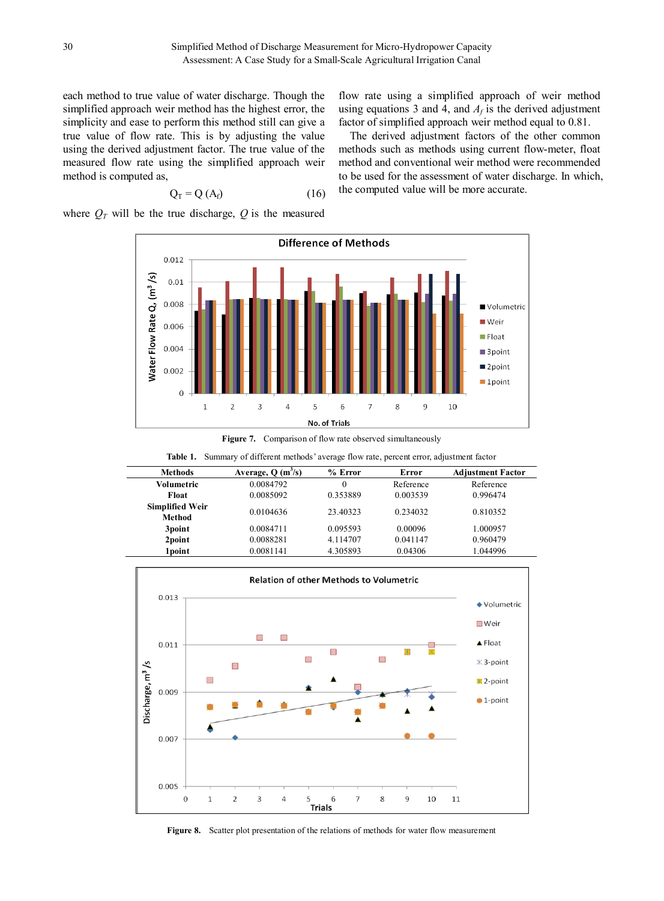each method to true value of water discharge. Though the simplified approach weir method has the highest error, the simplicity and ease to perform this method still can give a true value of flow rate. This is by adjusting the value using the derived adjustment factor. The true value of the measured flow rate using the simplified approach weir method is computed as,

$$Q_T = Q\,(A_f) \tag{16}$$

where $Q_T$ will be the true discharge, $Q$ is the measured flow rate using a simplified approach of weir method using equations 3 and 4, and $A_f$ is the derived adjustment factor of simplified approach weir method equal to 0.81.

The derived adjustment factors of the other common methods such as methods using current flow-meter, float method and conventional weir method were recommended to be used for the assessment of water discharge. In which, the computed value will be more accurate.

**Figure 7.** Comparison of flow rate observed simultaneously

**Table 1.** Summary of different methods' average flow rate, percent error, adjustment factor

| Methods | Average, Q ($m^3/s$) | % Error | Error | Adjustment Factor |
|---|---|---|---|---|
| **Volumetric** | 0.0084792 | 0 | Reference | Reference |
| **Float** | 0.0085092 | 0.353889 | 0.003539 | 0.996474 |
| **Simplified Weir Method** | 0.0104636 | 23.40323 | 0.234032 | 0.810352 |
| **3point** | 0.0084711 | 0.095593 | 0.00096 | 1.000957 |
| **2point** | 0.0088281 | 4.114707 | 0.041147 | 0.960479 |
| **1point** | 0.0081141 | 4.305893 | 0.04306 | 1.044996 |

**Figure 8.** Scatter plot presentation of the relations of methods for water flow measurement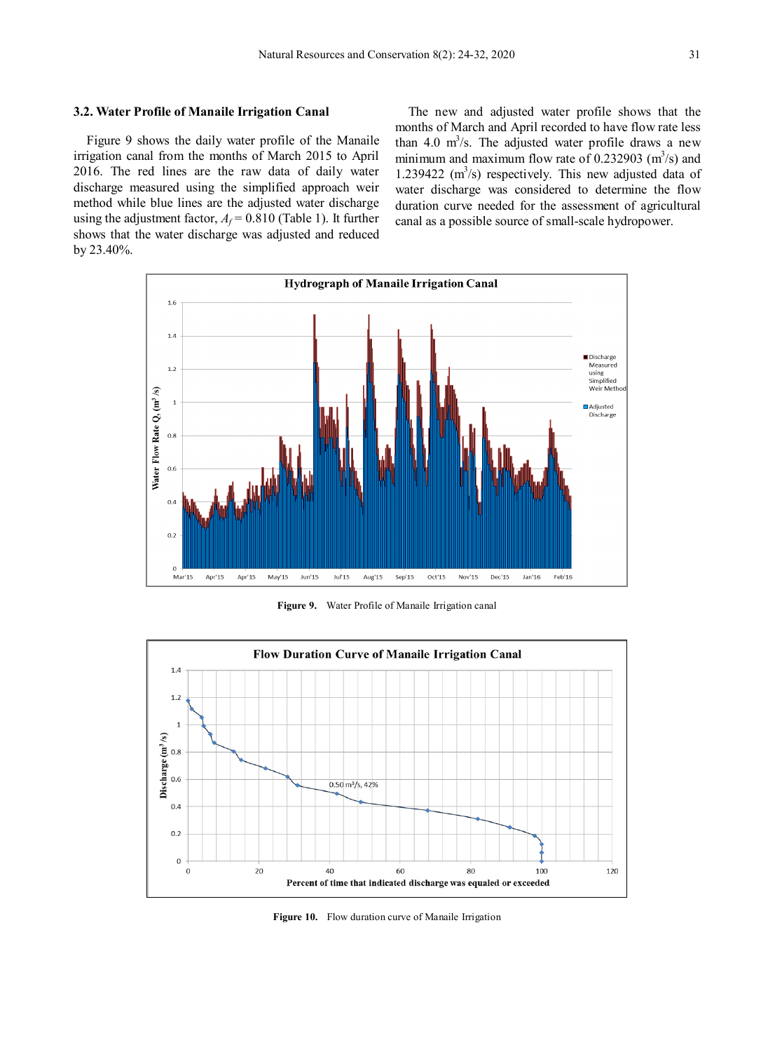### 3.2. Water Profile of Manaile Irrigation Canal

Figure 9 shows the daily water profile of the Manaile irrigation canal from the months of March 2015 to April 2016. The red lines are the raw data of daily water discharge measured using the simplified approach weir method while blue lines are the adjusted water discharge using the adjustment factor, $A_f = 0.810$ (Table 1). It further shows that the water discharge was adjusted and reduced by 23.40%.

The new and adjusted water profile shows that the months of March and April recorded to have flow rate less than 4.0 $m^3/s$. The adjusted water profile draws a new minimum and maximum flow rate of 0.232903 ($m^3/s$) and 1.239422 ($m^3/s$) respectively. This new adjusted data of water discharge was considered to determine the flow duration curve needed for the assessment of agricultural canal as a possible source of small-scale hydropower.

**Figure 9.** Water Profile of Manaile Irrigation canal

**Figure 10.** Flow duration curve of Manaile Irrigation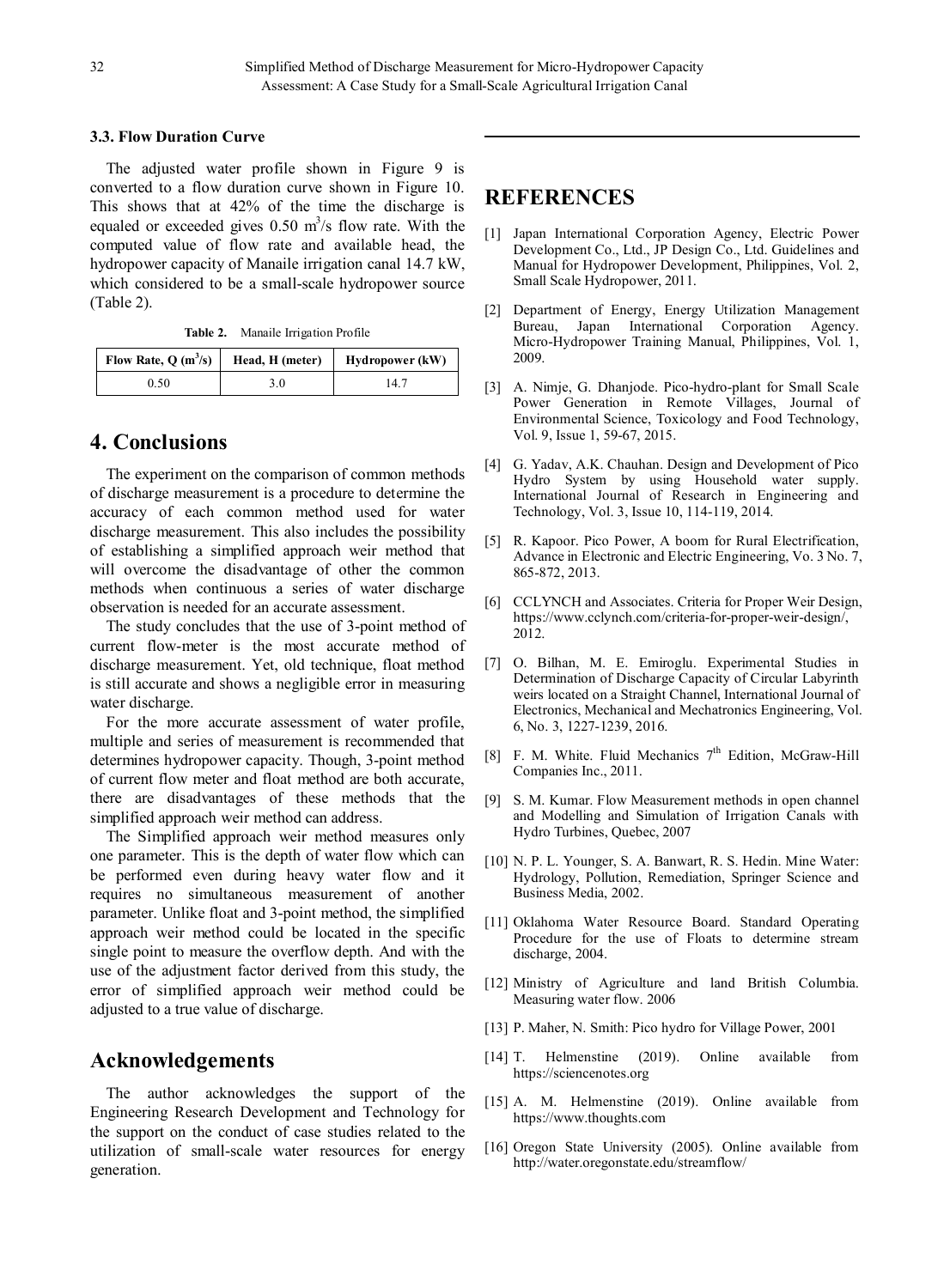### 3.3. Flow Duration Curve

The adjusted water profile shown in Figure 9 is converted to a flow duration curve shown in Figure 10. This shows that at 42% of the time the discharge is equaled or exceeded gives 0.50 $m^3/s$ flow rate. With the computed value of flow rate and available head, the hydropower capacity of Manaile irrigation canal 14.7 kW, which considered to be a small-scale hydropower source (Table 2).

**Table 2.** Manaile Irrigation Profile

| Flow Rate, Q ($m^3/s$) | Head, H (meter) | Hydropower (kW) |
|---|---|---|
| 0.50 | 3.0 | 14.7 |

## 4. Conclusions

The experiment on the comparison of common methods of discharge measurement is a procedure to determine the accuracy of each common method used for water discharge measurement. This also includes the possibility of establishing a simplified approach weir method that will overcome the disadvantage of other the common methods when continuous a series of water discharge observation is needed for an accurate assessment.

The study concludes that the use of 3-point method of current flow-meter is the most accurate method of discharge measurement. Yet, old technique, float method is still accurate and shows a negligible error in measuring water discharge.

For the more accurate assessment of water profile, multiple and series of measurement is recommended that determines hydropower capacity. Though, 3-point method of current flow meter and float method are both accurate, there are disadvantages of these methods that the simplified approach weir method can address.

The Simplified approach weir method measures only one parameter. This is the depth of water flow which can be performed even during heavy water flow and it requires no simultaneous measurement of another parameter. Unlike float and 3-point method, the simplified approach weir method could be located in the specific single point to measure the overflow depth. And with the use of the adjustment factor derived from this study, the error of simplified approach weir method could be adjusted to a true value of discharge.

## Acknowledgements

The author acknowledges the support of the Engineering Research Development and Technology for the support on the conduct of case studies related to the utilization of small-scale water resources for energy generation.

## REFERENCES

[1] Japan International Corporation Agency, Electric Power Development Co., Ltd., JP Design Co., Ltd. Guidelines and Manual for Hydropower Development, Philippines, Vol. 2, Small Scale Hydropower, 2011.

[2] Department of Energy, Energy Utilization Management Bureau, Japan International Corporation Agency. Micro-Hydropower Training Manual, Philippines, Vol. 1, 2009.

[3] A. Nimje, G. Dhanjode. Pico-hydro-plant for Small Scale Power Generation in Remote Villages, Journal of Environmental Science, Toxicology and Food Technology, Vol. 9, Issue 1, 59-67, 2015.

[4] G. Yadav, A.K. Chauhan. Design and Development of Pico Hydro System by using Household water supply. International Journal of Research in Engineering and Technology, Vol. 3, Issue 10, 114-119, 2014.

[5] R. Kapoor. Pico Power, A boom for Rural Electrification, Advance in Electronic and Electric Engineering, Vo. 3 No. 7, 865-872, 2013.

[6] CCLYNCH and Associates. Criteria for Proper Weir Design, https://www.cclynch.com/criteria-for-proper-weir-design/, 2012.

[7] O. Bilhan, M. E. Emiroglu. Experimental Studies in Determination of Discharge Capacity of Circular Labyrinth weirs located on a Straight Channel, International Journal of Electronics, Mechanical and Mechatronics Engineering, Vol. 6, No. 3, 1227-1239, 2016.

[8] F. M. White. Fluid Mechanics 7th Edition, McGraw-Hill Companies Inc., 2011.

[9] S. M. Kumar. Flow Measurement methods in open channel and Modelling and Simulation of Irrigation Canals with Hydro Turbines, Quebec, 2007

[10] N. P. L. Younger, S. A. Banwart, R. S. Hedin. Mine Water: Hydrology, Pollution, Remediation, Springer Science and Business Media, 2002.

[11] Oklahoma Water Resource Board. Standard Operating Procedure for the use of Floats to determine stream discharge, 2004.

[12] Ministry of Agriculture and land British Columbia. Measuring water flow. 2006

[13] P. Maher, N. Smith: Pico hydro for Village Power, 2001

[14] T. Helmenstine (2019). Online available from https://sciencenotes.org

[15] A. M. Helmenstine (2019). Online available from https://www.thoughts.com

[16] Oregon State University (2005). Online available from http://water.oregonstate.edu/streamflow/